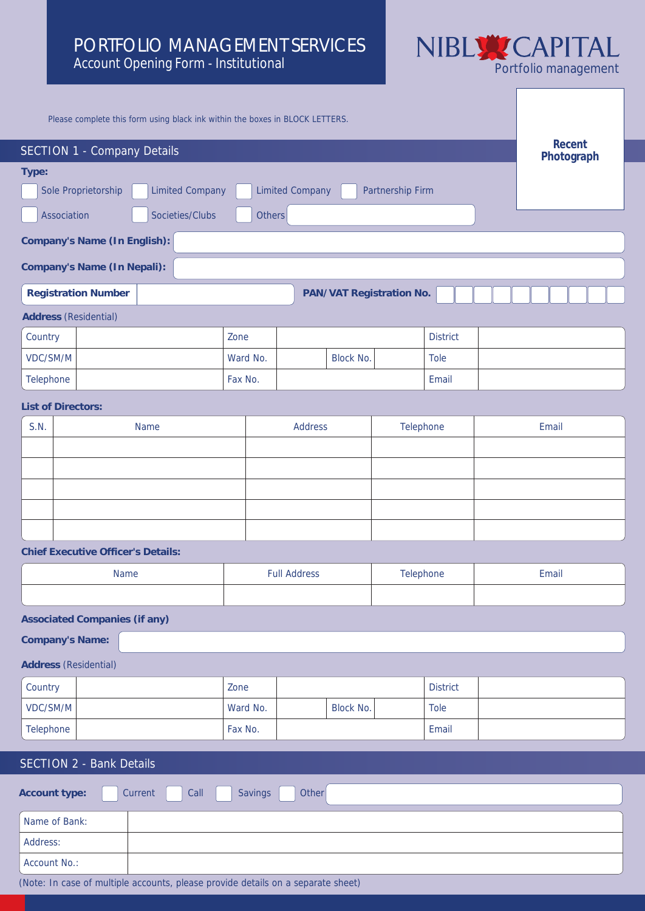# PORTFOLIO MANAGEMENT SERVICES
## Account Opening Form - Institutional

NIBL CAPITAL
Portfolio management

Recent Photograph

Please complete this form using black ink within the boxes in BLOCK LETTERS.

## SECTION 1 - Company Details

**Type:**

☐ Sole Proprietorship ☐ Limited Company ☐ Limited Company ☐ Partnership Firm

☐ Association ☐ Societies/Clubs ☐ Others ______

**Company's Name (In English):** ______

**Company's Name (In Nepali):** ______

**Registration Number** ______ **PAN/VAT Registration No.** ☐☐☐☐☐☐☐☐☐☐

**Address** (Residential)

| Country | | Zone | | | | District | |
|---|---|---|---|---|---|---|---|
| VDC/SM/M | | Ward No. | | Block No. | | Tole | |
| Telephone | | Fax No. | | | | Email | |

**List of Directors:**

| S.N. | Name | Address | Telephone | Email |
|---|---|---|---|---|
| | | | | |
| | | | | |
| | | | | |
| | | | | |
| | | | | |

**Chief Executive Officer's Details:**

| Name | Full Address | Telephone | Email |
|---|---|---|---|
| | | | |

**Associated Companies (if any)**

**Company's Name:** ______

**Address** (Residential)

| Country | | Zone | | | | District | |
|---|---|---|---|---|---|---|---|
| VDC/SM/M | | Ward No. | | Block No. | | Tole | |
| Telephone | | Fax No. | | | | Email | |

## SECTION 2 - Bank Details

**Account type:** ☐ Current ☐ Call ☐ Savings ☐ Other ______

| Name of Bank: | |
|---|---|
| Address: | |
| Account No.: | |

(Note: In case of multiple accounts, please provide details on a separate sheet)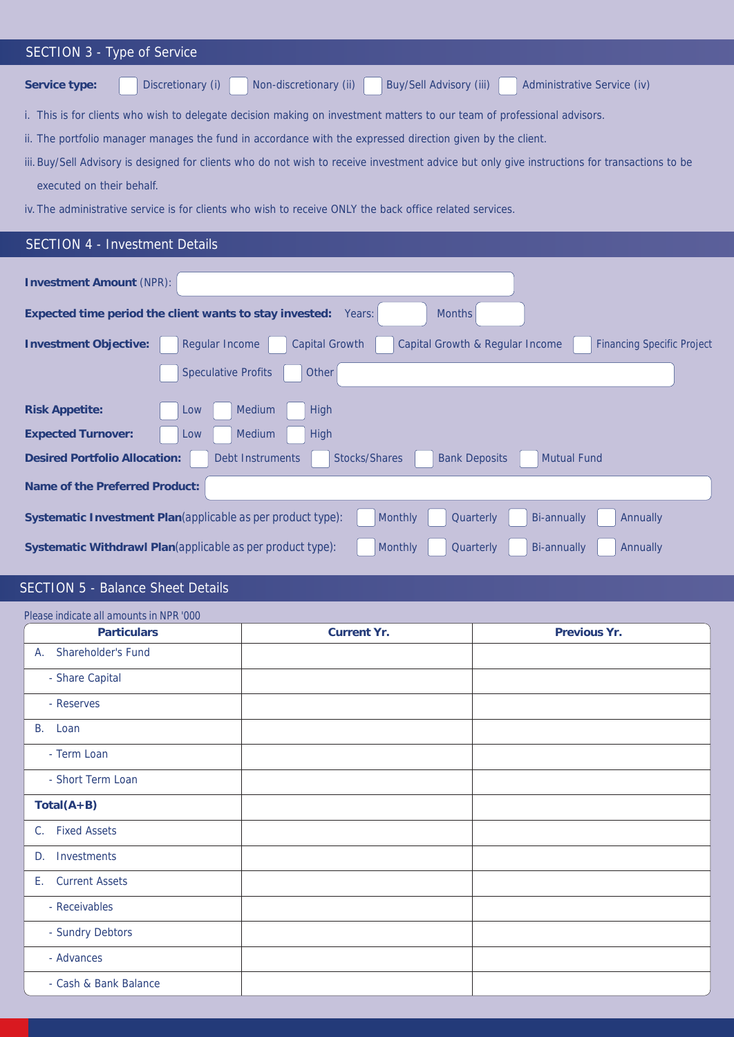## SECTION 3 - Type of Service

**Service type:** ☐ Discretionary (i) ☐ Non-discretionary (ii) ☐ Buy/Sell Advisory (iii) ☐ Administrative Service (iv)

i. This is for clients who wish to delegate decision making on investment matters to our team of professional advisors.

ii. The portfolio manager manages the fund in accordance with the expressed direction given by the client.

iii. Buy/Sell Advisory is designed for clients who do not wish to receive investment advice but only give instructions for transactions to be executed on their behalf.

iv. The administrative service is for clients who wish to receive ONLY the back office related services.

## SECTION 4 - Investment Details

**Investment Amount** (NPR): ____________________

**Expected time period the client wants to stay invested:** Years: ______ Months ______

**Investment Objective:** ☐ Regular Income ☐ Capital Growth ☐ Capital Growth & Regular Income ☐ Financing Specific Project ☐ Speculative Profits ☐ Other ____________________

**Risk Appetite:** ☐ Low ☐ Medium ☐ High

**Expected Turnover:** ☐ Low ☐ Medium ☐ High

**Desired Portfolio Allocation:** ☐ Debt Instruments ☐ Stocks/Shares ☐ Bank Deposits ☐ Mutual Fund

**Name of the Preferred Product:** ____________________

**Systematic Investment Plan**(applicable as per product type): ☐ Monthly ☐ Quarterly ☐ Bi-annually ☐ Annually

**Systematic Withdrawl Plan**(applicable as per product type): ☐ Monthly ☐ Quarterly ☐ Bi-annually ☐ Annually

## SECTION 5 - Balance Sheet Details

Please indicate all amounts in NPR '000

| Particulars | Current Yr. | Previous Yr. |
|---|---|---|
| A. Shareholder's Fund | | |
| - Share Capital | | |
| - Reserves | | |
| B. Loan | | |
| - Term Loan | | |
| - Short Term Loan | | |
| **Total(A+B)** | | |
| C. Fixed Assets | | |
| D. Investments | | |
| E. Current Assets | | |
| - Receivables | | |
| - Sundry Debtors | | |
| - Advances | | |
| - Cash & Bank Balance | | |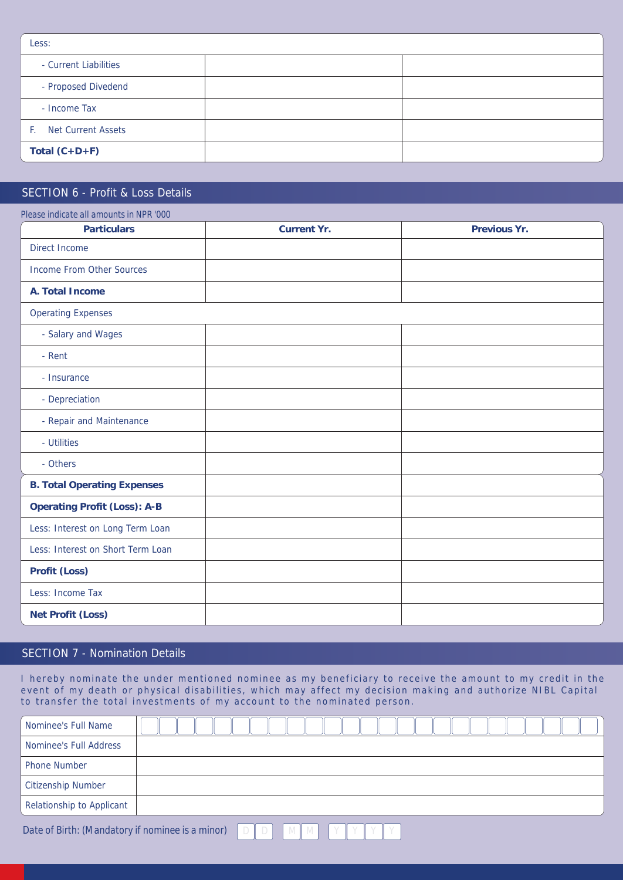| Less: | | |
|---|---|---|
| - Current Liabilities | | |
| - Proposed Divedend | | |
| - Income Tax | | |
| F. Net Current Assets | | |
| **Total (C+D+F)** | | |

## SECTION 6 - Profit & Loss Details

Please indicate all amounts in NPR '000

| **Particulars** | **Current Yr.** | **Previous Yr.** |
|---|---|---|
| Direct Income | | |
| Income From Other Sources | | |
| **A. Total Income** | | |
| Operating Expenses | | |
| - Salary and Wages | | |
| - Rent | | |
| - Insurance | | |
| - Depreciation | | |
| - Repair and Maintenance | | |
| - Utilities | | |
| - Others | | |
| **B. Total Operating Expenses** | | |
| **Operating Profit (Loss): A-B** | | |
| Less: Interest on Long Term Loan | | |
| Less: Interest on Short Term Loan | | |
| **Profit (Loss)** | | |
| Less: Income Tax | | |
| **Net Profit (Loss)** | | |

## SECTION 7 - Nomination Details

I hereby nominate the under mentioned nominee as my beneficiary to receive the amount to my credit in the event of my death or physical disabilities, which may affect my decision making and authorize NIBL Capital to transfer the total investments of my account to the nominated person.

| | |
|---|---|
| Nominee's Full Name | |
| Nominee's Full Address | |
| Phone Number | |
| Citizenship Number | |
| Relationship to Applicant | |

Date of Birth: (Mandatory if nominee is a minor) D D M M Y Y Y Y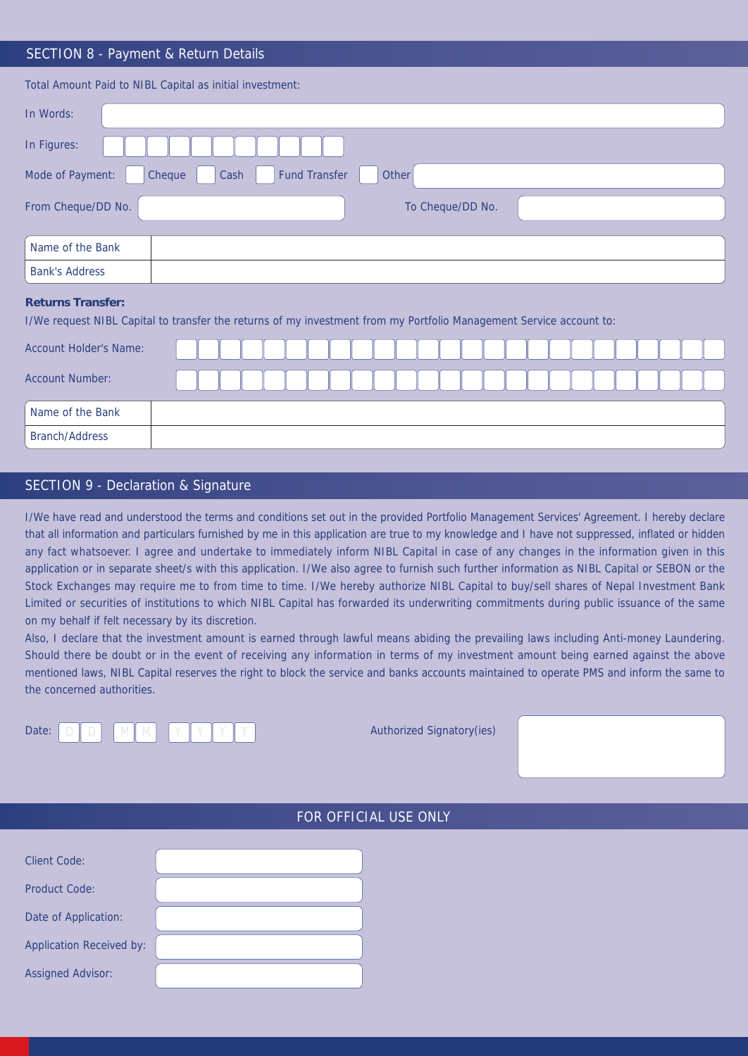## SECTION 8 - Payment & Return Details

Total Amount Paid to NIBL Capital as initial investment:

In Words:

In Figures:

Mode of Payment: ☐ Cheque ☐ Cash ☐ Fund Transfer ☐ Other

From Cheque/DD No. To Cheque/DD No.

| | |
|---|---|
| Name of the Bank | |
| Bank's Address | |

**Returns Transfer:**

I/We request NIBL Capital to transfer the returns of my investment from my Portfolio Management Service account to:

Account Holder's Name:

Account Number:

| | |
|---|---|
| Name of the Bank | |
| Branch/Address | |

## SECTION 9 - Declaration & Signature

I/We have read and understood the terms and conditions set out in the provided Portfolio Management Services' Agreement. I hereby declare that all information and particulars furnished by me in this application are true to my knowledge and I have not suppressed, inflated or hidden any fact whatsoever. I agree and undertake to immediately inform NIBL Capital in case of any changes in the information given in this application or in separate sheet/s with this application. I/We also agree to furnish such further information as NIBL Capital or SEBON or the Stock Exchanges may require me to from time to time. I/We hereby authorize NIBL Capital to buy/sell shares of Nepal Investment Bank Limited or securities of institutions to which NIBL Capital has forwarded its underwriting commitments during public issuance of the same on my behalf if felt necessary by its discretion.

Also, I declare that the investment amount is earned through lawful means abiding the prevailing laws including Anti-money Laundering. Should there be doubt or in the event of receiving any information in terms of my investment amount being earned against the above mentioned laws, NIBL Capital reserves the right to block the service and banks accounts maintained to operate PMS and inform the same to the concerned authorities.

Date: D D M M Y Y Y Y

Authorized Signatory(ies)

## FOR OFFICIAL USE ONLY

Client Code:

Product Code:

Date of Application:

Application Received by:

Assigned Advisor: